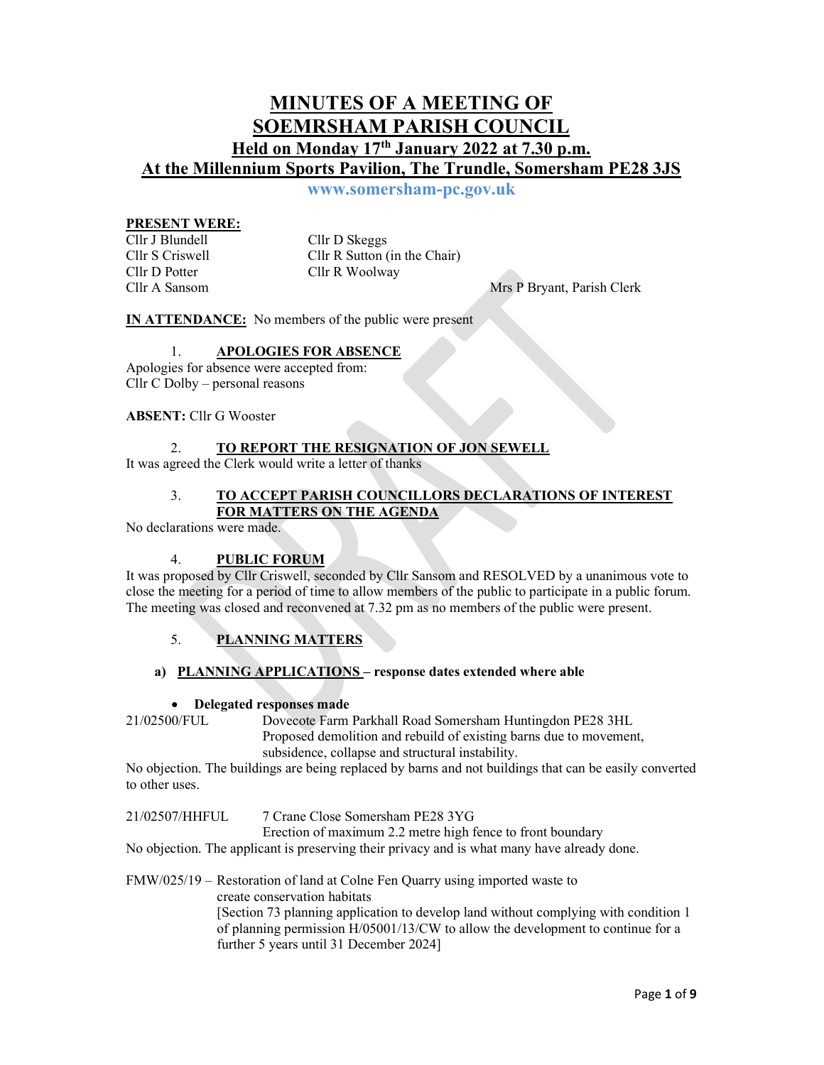# MINUTES OF A MEETING OF SOEMRSHAM PARISH COUNCIL

## Held on Monday 17th January 2022 at 7.30 p.m.

## At the Millennium Sports Pavilion, The Trundle, Somersham PE28 3JS

www.somersham-pc.gov.uk

**PRESENT WERE:**

Cllr J Blundell
Cllr S Criswell
Cllr D Potter
Cllr A Sansom
Cllr D Skeggs
Cllr R Sutton (in the Chair)
Cllr R Woolway
Mrs P Bryant, Parish Clerk

**IN ATTENDANCE:** No members of the public were present

1. **APOLOGIES FOR ABSENCE**

Apologies for absence were accepted from:
Cllr C Dolby – personal reasons

**ABSENT:** Cllr G Wooster

2. **TO REPORT THE RESIGNATION OF JON SEWELL**

It was agreed the Clerk would write a letter of thanks

3. **TO ACCEPT PARISH COUNCILLORS DECLARATIONS OF INTEREST FOR MATTERS ON THE AGENDA**

No declarations were made.

4. **PUBLIC FORUM**

It was proposed by Cllr Criswell, seconded by Cllr Sansom and RESOLVED by a unanimous vote to close the meeting for a period of time to allow members of the public to participate in a public forum. The meeting was closed and reconvened at 7.32 pm as no members of the public were present.

5. **PLANNING MATTERS**

**a) PLANNING APPLICATIONS – response dates extended where able**

- **Delegated responses made**

21/02500/FUL Dovecote Farm Parkhall Road Somersham Huntingdon PE28 3HL
Proposed demolition and rebuild of existing barns due to movement, subsidence, collapse and structural instability.

No objection. The buildings are being replaced by barns and not buildings that can be easily converted to other uses.

21/02507/HHFUL 7 Crane Close Somersham PE28 3YG
Erection of maximum 2.2 metre high fence to front boundary

No objection. The applicant is preserving their privacy and is what many have already done.

FMW/025/19 – Restoration of land at Colne Fen Quarry using imported waste to create conservation habitats
[Section 73 planning application to develop land without complying with condition 1 of planning permission H/05001/13/CW to allow the development to continue for a further 5 years until 31 December 2024]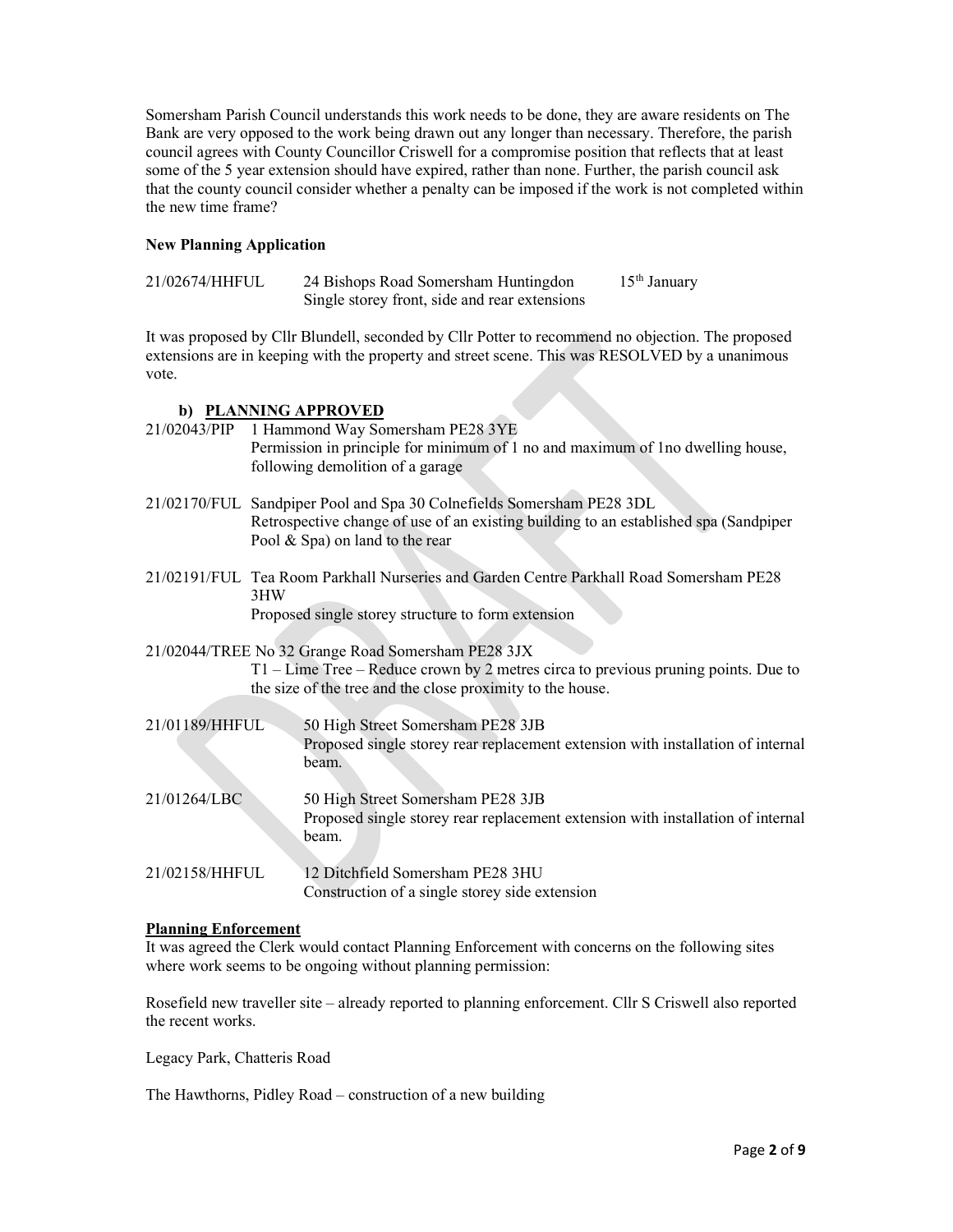Somersham Parish Council understands this work needs to be done, they are aware residents on The Bank are very opposed to the work being drawn out any longer than necessary. Therefore, the parish council agrees with County Councillor Criswell for a compromise position that reflects that at least some of the 5 year extension should have expired, rather than none. Further, the parish council ask that the county council consider whether a penalty can be imposed if the work is not completed within the new time frame?

**New Planning Application**

| | | |
|---|---|---|
| 21/02674/HHFUL | 24 Bishops Road Somersham Huntingdon<br>Single storey front, side and rear extensions | 15th January |

It was proposed by Cllr Blundell, seconded by Cllr Potter to recommend no objection. The proposed extensions are in keeping with the property and street scene. This was RESOLVED by a unanimous vote.

**b) PLANNING APPROVED**

21/02043/PIP 1 Hammond Way Somersham PE28 3YE
Permission in principle for minimum of 1 no and maximum of 1no dwelling house, following demolition of a garage

21/02170/FUL Sandpiper Pool and Spa 30 Colnefields Somersham PE28 3DL
Retrospective change of use of an existing building to an established spa (Sandpiper Pool & Spa) on land to the rear

21/02191/FUL Tea Room Parkhall Nurseries and Garden Centre Parkhall Road Somersham PE28 3HW
Proposed single storey structure to form extension

21/02044/TREE No 32 Grange Road Somersham PE28 3JX
T1 – Lime Tree – Reduce crown by 2 metres circa to previous pruning points. Due to the size of the tree and the close proximity to the house.

21/01189/HHFUL 50 High Street Somersham PE28 3JB
Proposed single storey rear replacement extension with installation of internal beam.

21/01264/LBC 50 High Street Somersham PE28 3JB
Proposed single storey rear replacement extension with installation of internal beam.

21/02158/HHFUL 12 Ditchfield Somersham PE28 3HU
Construction of a single storey side extension

**Planning Enforcement**

It was agreed the Clerk would contact Planning Enforcement with concerns on the following sites where work seems to be ongoing without planning permission:

Rosefield new traveller site – already reported to planning enforcement. Cllr S Criswell also reported the recent works.

Legacy Park, Chatteris Road

The Hawthorns, Pidley Road – construction of a new building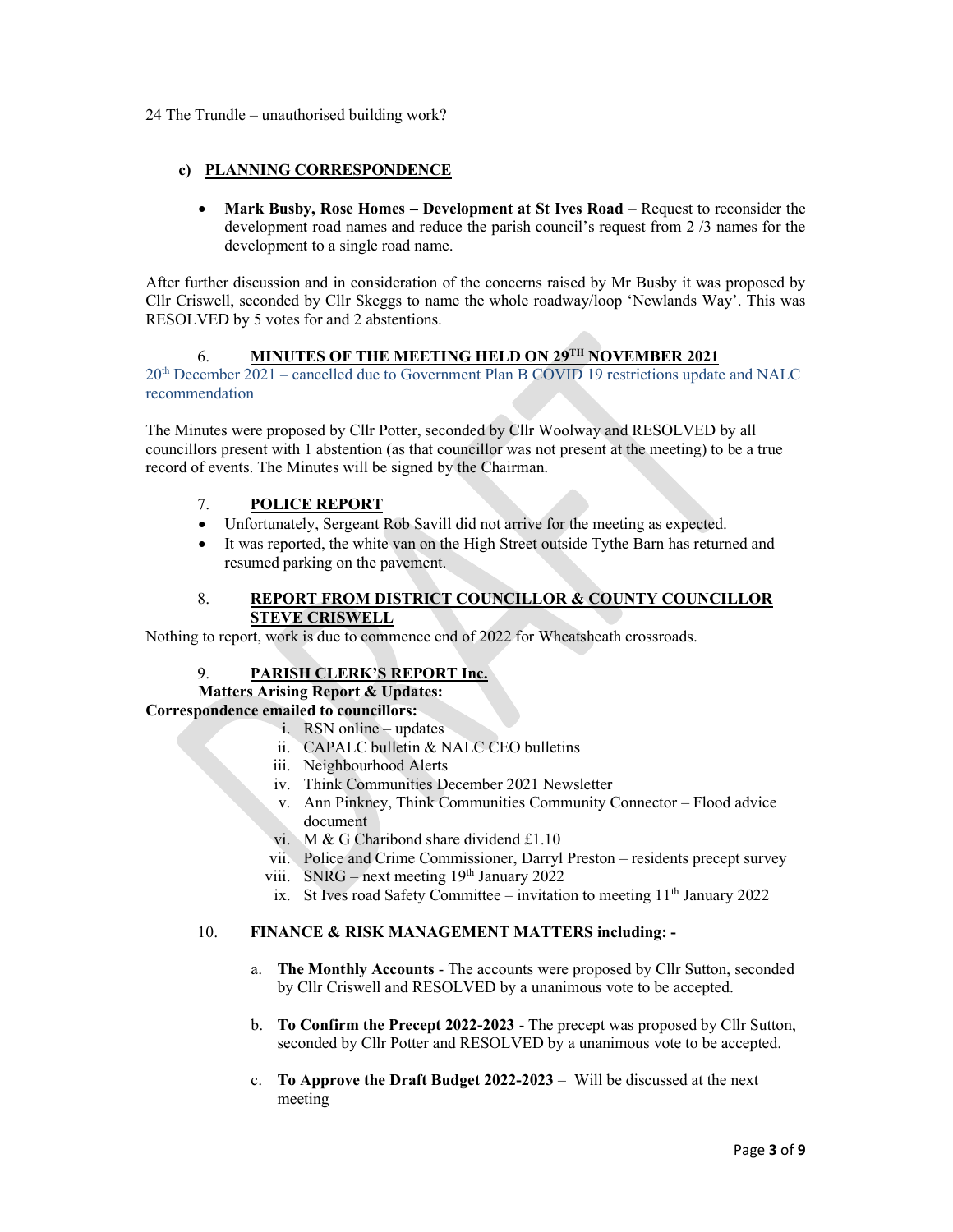24 The Trundle – unauthorised building work?

**c) PLANNING CORRESPONDENCE**

- **Mark Busby, Rose Homes – Development at St Ives Road** – Request to reconsider the development road names and reduce the parish council's request from 2 /3 names for the development to a single road name.

After further discussion and in consideration of the concerns raised by Mr Busby it was proposed by Cllr Criswell, seconded by Cllr Skeggs to name the whole roadway/loop 'Newlands Way'. This was RESOLVED by 5 votes for and 2 abstentions.

## 6. MINUTES OF THE MEETING HELD ON 29TH NOVEMBER 2021

20th December 2021 – cancelled due to Government Plan B COVID 19 restrictions update and NALC recommendation

The Minutes were proposed by Cllr Potter, seconded by Cllr Woolway and RESOLVED by all councillors present with 1 abstention (as that councillor was not present at the meeting) to be a true record of events. The Minutes will be signed by the Chairman.

## 7. POLICE REPORT

- Unfortunately, Sergeant Rob Savill did not arrive for the meeting as expected.
- It was reported, the white van on the High Street outside Tythe Barn has returned and resumed parking on the pavement.

## 8. REPORT FROM DISTRICT COUNCILLOR & COUNTY COUNCILLOR STEVE CRISWELL

Nothing to report, work is due to commence end of 2022 for Wheatsheath crossroads.

## 9. PARISH CLERK'S REPORT Inc.

**Matters Arising Report & Updates:**

**Correspondence emailed to councillors:**

1. RSN online – updates
2. CAPALC bulletin & NALC CEO bulletins
3. Neighbourhood Alerts
4. Think Communities December 2021 Newsletter
5. Ann Pinkney, Think Communities Community Connector – Flood advice document
6. M & G Charibond share dividend £1.10
7. Police and Crime Commissioner, Darryl Preston – residents precept survey
8. SNRG – next meeting 19th January 2022
9. St Ives road Safety Committee – invitation to meeting 11th January 2022

## 10. FINANCE & RISK MANAGEMENT MATTERS including: -

a. **The Monthly Accounts** - The accounts were proposed by Cllr Sutton, seconded by Cllr Criswell and RESOLVED by a unanimous vote to be accepted.

b. **To Confirm the Precept 2022-2023** - The precept was proposed by Cllr Sutton, seconded by Cllr Potter and RESOLVED by a unanimous vote to be accepted.

c. **To Approve the Draft Budget 2022-2023** – Will be discussed at the next meeting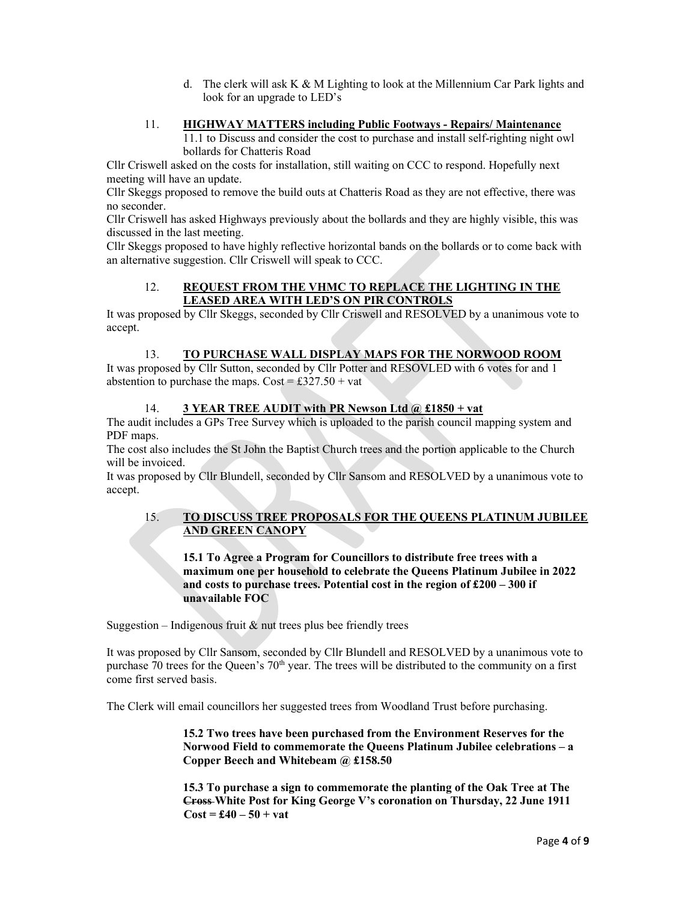d. The clerk will ask K & M Lighting to look at the Millennium Car Park lights and look for an upgrade to LED's

11. **HIGHWAY MATTERS including Public Footways - Repairs/ Maintenance**

11.1 to Discuss and consider the cost to purchase and install self-righting night owl bollards for Chatteris Road

Cllr Criswell asked on the costs for installation, still waiting on CCC to respond. Hopefully next meeting will have an update.

Cllr Skeggs proposed to remove the build outs at Chatteris Road as they are not effective, there was no seconder.

Cllr Criswell has asked Highways previously about the bollards and they are highly visible, this was discussed in the last meeting.

Cllr Skeggs proposed to have highly reflective horizontal bands on the bollards or to come back with an alternative suggestion. Cllr Criswell will speak to CCC.

12. **REQUEST FROM THE VHMC TO REPLACE THE LIGHTING IN THE LEASED AREA WITH LED'S ON PIR CONTROLS**

It was proposed by Cllr Skeggs, seconded by Cllr Criswell and RESOLVED by a unanimous vote to accept.

13. **TO PURCHASE WALL DISPLAY MAPS FOR THE NORWOOD ROOM**

It was proposed by Cllr Sutton, seconded by Cllr Potter and RESOVLED with 6 votes for and 1 abstention to purchase the maps. Cost = £327.50 + vat

14. **3 YEAR TREE AUDIT with PR Newson Ltd @ £1850 + vat**

The audit includes a GPs Tree Survey which is uploaded to the parish council mapping system and PDF maps.

The cost also includes the St John the Baptist Church trees and the portion applicable to the Church will be invoiced.

It was proposed by Cllr Blundell, seconded by Cllr Sansom and RESOLVED by a unanimous vote to accept.

15. **TO DISCUSS TREE PROPOSALS FOR THE QUEENS PLATINUM JUBILEE AND GREEN CANOPY**

**15.1 To Agree a Program for Councillors to distribute free trees with a maximum one per household to celebrate the Queens Platinum Jubilee in 2022 and costs to purchase trees. Potential cost in the region of £200 – 300 if unavailable FOC**

Suggestion – Indigenous fruit & nut trees plus bee friendly trees

It was proposed by Cllr Sansom, seconded by Cllr Blundell and RESOLVED by a unanimous vote to purchase 70 trees for the Queen's 70th year. The trees will be distributed to the community on a first come first served basis.

The Clerk will email councillors her suggested trees from Woodland Trust before purchasing.

**15.2 Two trees have been purchased from the Environment Reserves for the Norwood Field to commemorate the Queens Platinum Jubilee celebrations – a Copper Beech and Whitebeam @ £158.50**

**15.3 To purchase a sign to commemorate the planting of the Oak Tree at The ~~Cross~~ White Post for King George V's coronation on Thursday, 22 June 1911 Cost = £40 – 50 + vat**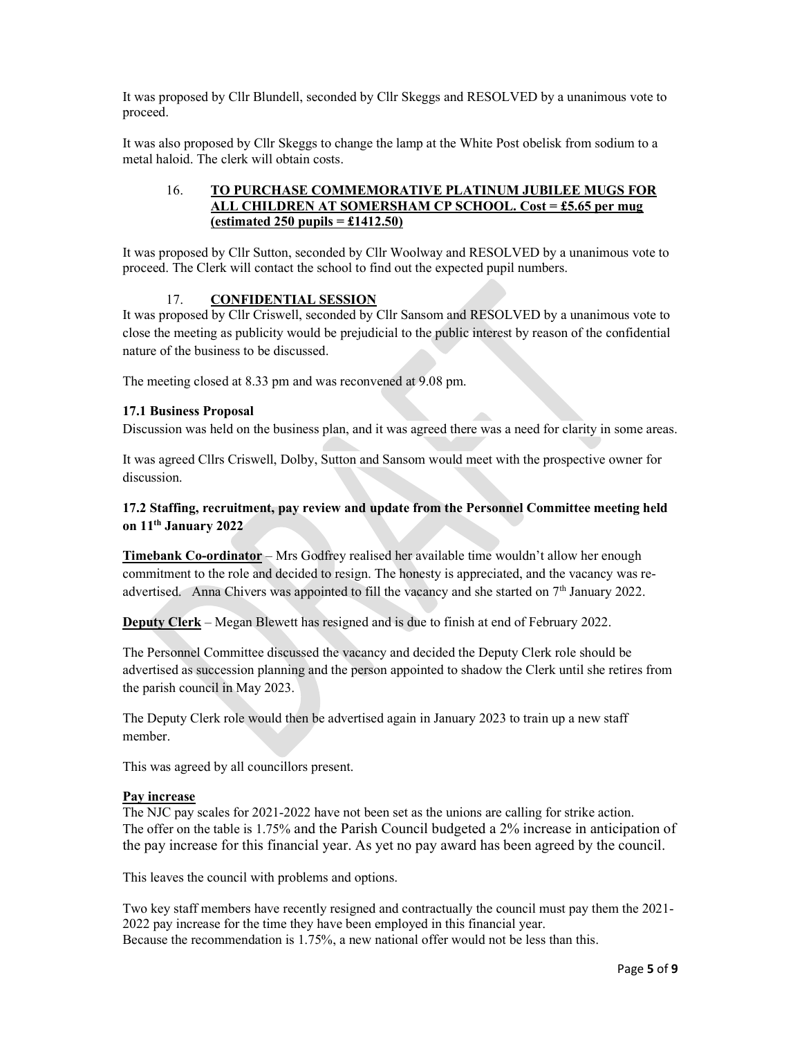It was proposed by Cllr Blundell, seconded by Cllr Skeggs and RESOLVED by a unanimous vote to proceed.

It was also proposed by Cllr Skeggs to change the lamp at the White Post obelisk from sodium to a metal haloid. The clerk will obtain costs.

### 16. TO PURCHASE COMMEMORATIVE PLATINUM JUBILEE MUGS FOR ALL CHILDREN AT SOMERSHAM CP SCHOOL. Cost = £5.65 per mug (estimated 250 pupils = £1412.50)

It was proposed by Cllr Sutton, seconded by Cllr Woolway and RESOLVED by a unanimous vote to proceed. The Clerk will contact the school to find out the expected pupil numbers.

### 17. CONFIDENTIAL SESSION

It was proposed by Cllr Criswell, seconded by Cllr Sansom and RESOLVED by a unanimous vote to close the meeting as publicity would be prejudicial to the public interest by reason of the confidential nature of the business to be discussed.

The meeting closed at 8.33 pm and was reconvened at 9.08 pm.

#### 17.1 Business Proposal

Discussion was held on the business plan, and it was agreed there was a need for clarity in some areas.

It was agreed Cllrs Criswell, Dolby, Sutton and Sansom would meet with the prospective owner for discussion.

#### 17.2 Staffing, recruitment, pay review and update from the Personnel Committee meeting held on 11th January 2022

**Timebank Co-ordinator** – Mrs Godfrey realised her available time wouldn't allow her enough commitment to the role and decided to resign. The honesty is appreciated, and the vacancy was re-advertised. Anna Chivers was appointed to fill the vacancy and she started on 7th January 2022.

**Deputy Clerk** – Megan Blewett has resigned and is due to finish at end of February 2022.

The Personnel Committee discussed the vacancy and decided the Deputy Clerk role should be advertised as succession planning and the person appointed to shadow the Clerk until she retires from the parish council in May 2023.

The Deputy Clerk role would then be advertised again in January 2023 to train up a new staff member.

This was agreed by all councillors present.

**Pay increase**

The NJC pay scales for 2021-2022 have not been set as the unions are calling for strike action. The offer on the table is 1.75% and the Parish Council budgeted a 2% increase in anticipation of the pay increase for this financial year. As yet no pay award has been agreed by the council.

This leaves the council with problems and options.

Two key staff members have recently resigned and contractually the council must pay them the 2021-2022 pay increase for the time they have been employed in this financial year.
Because the recommendation is 1.75%, a new national offer would not be less than this.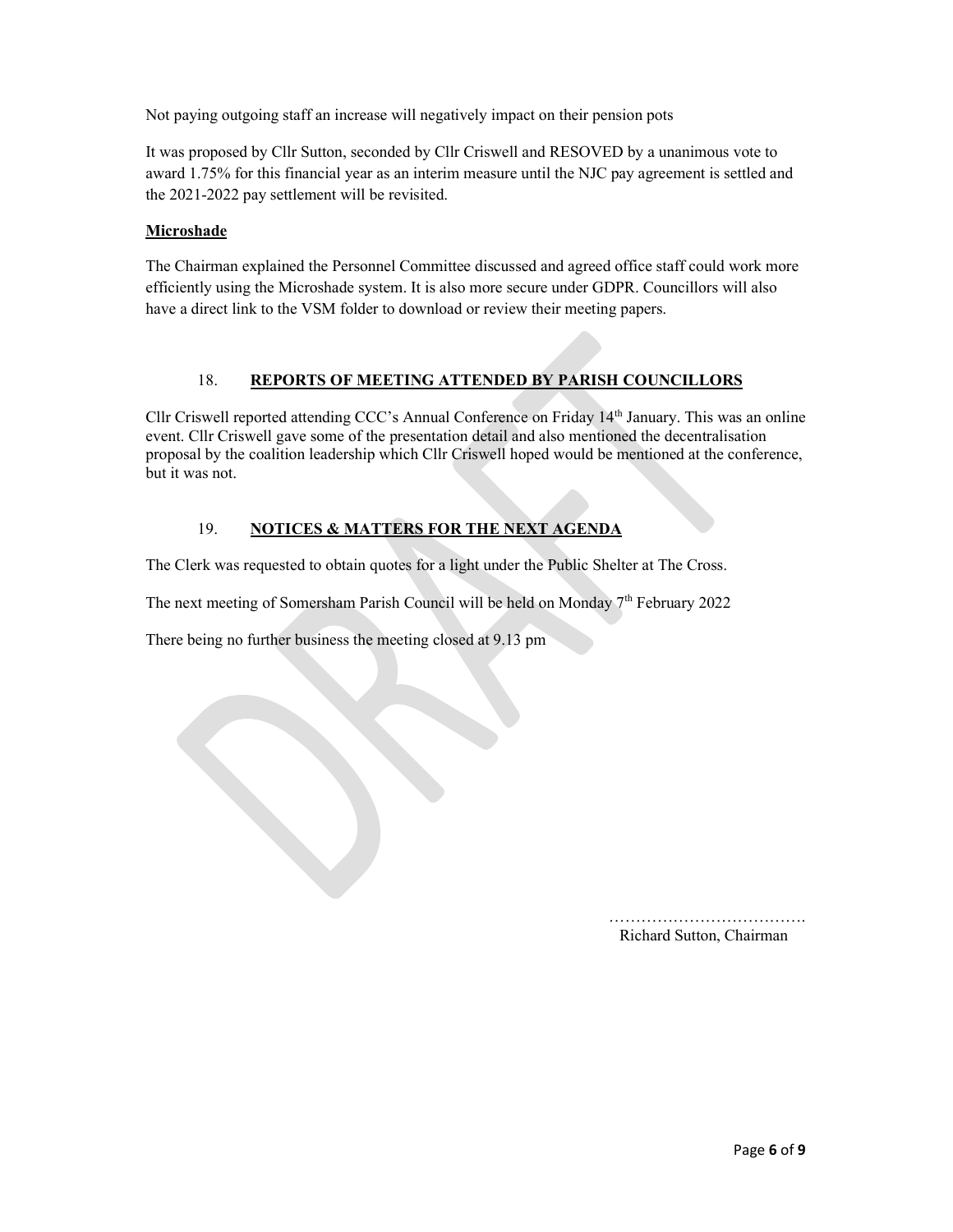Not paying outgoing staff an increase will negatively impact on their pension pots

It was proposed by Cllr Sutton, seconded by Cllr Criswell and RESOVED by a unanimous vote to award 1.75% for this financial year as an interim measure until the NJC pay agreement is settled and the 2021-2022 pay settlement will be revisited.

**Microshade**

The Chairman explained the Personnel Committee discussed and agreed office staff could work more efficiently using the Microshade system. It is also more secure under GDPR. Councillors will also have a direct link to the VSM folder to download or review their meeting papers.

## 18. REPORTS OF MEETING ATTENDED BY PARISH COUNCILLORS

Cllr Criswell reported attending CCC's Annual Conference on Friday 14th January. This was an online event. Cllr Criswell gave some of the presentation detail and also mentioned the decentralisation proposal by the coalition leadership which Cllr Criswell hoped would be mentioned at the conference, but it was not.

## 19. NOTICES & MATTERS FOR THE NEXT AGENDA

The Clerk was requested to obtain quotes for a light under the Public Shelter at The Cross.

The next meeting of Somersham Parish Council will be held on Monday 7th February 2022

There being no further business the meeting closed at 9.13 pm

……………………………….
Richard Sutton, Chairman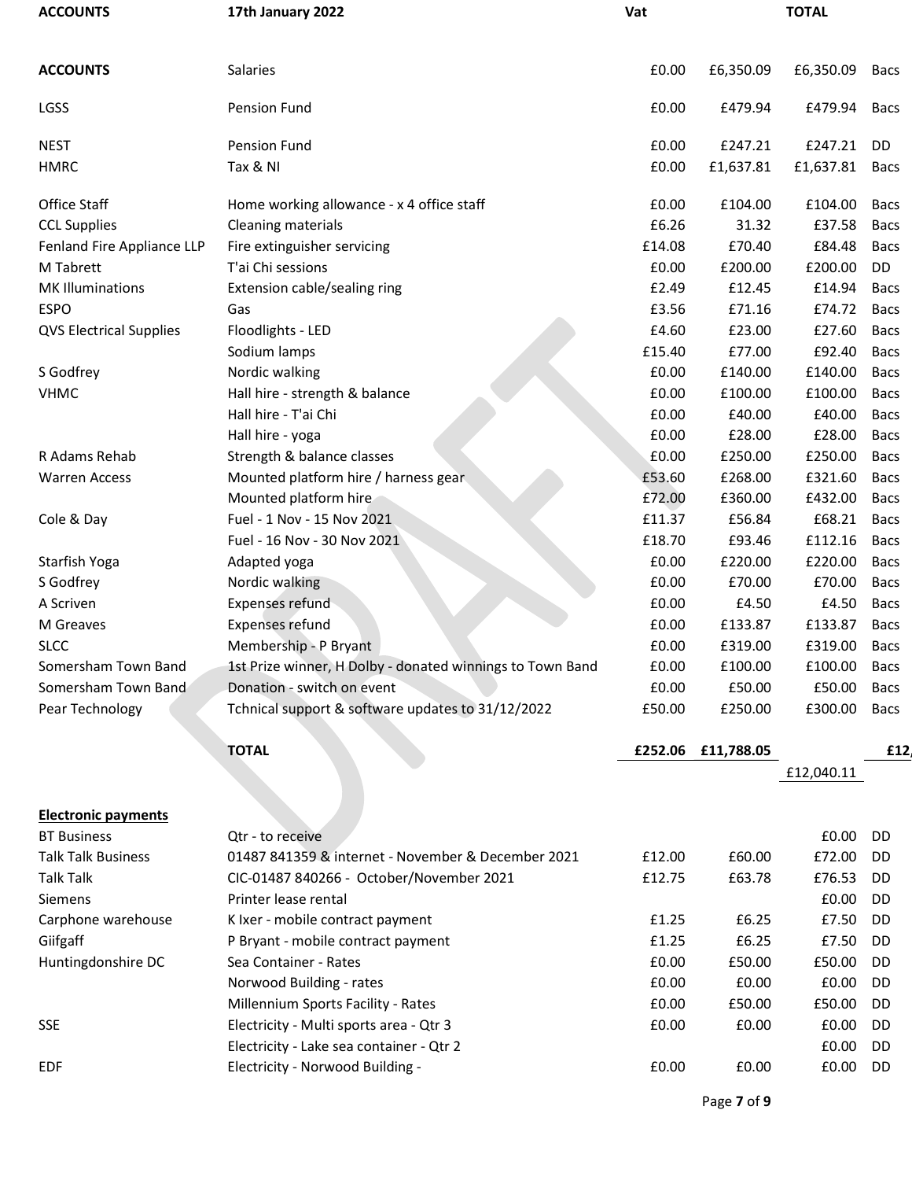| ACCOUNTS | 17th January 2022 | Vat | | TOTAL | |
|---|---|---|---|---|---|
| **ACCOUNTS** | Salaries | £0.00 | £6,350.09 | £6,350.09 | Bacs |
| LGSS | Pension Fund | £0.00 | £479.94 | £479.94 | Bacs |
| NEST | Pension Fund | £0.00 | £247.21 | £247.21 | DD |
| HMRC | Tax & NI | £0.00 | £1,637.81 | £1,637.81 | Bacs |
| Office Staff | Home working allowance - x 4 office staff | £0.00 | £104.00 | £104.00 | Bacs |
| CCL Supplies | Cleaning materials | £6.26 | 31.32 | £37.58 | Bacs |
| Fenland Fire Appliance LLP | Fire extinguisher servicing | £14.08 | £70.40 | £84.48 | Bacs |
| M Tabrett | T'ai Chi sessions | £0.00 | £200.00 | £200.00 | DD |
| MK Illuminations | Extension cable/sealing ring | £2.49 | £12.45 | £14.94 | Bacs |
| ESPO | Gas | £3.56 | £71.16 | £74.72 | Bacs |
| QVS Electrical Supplies | Floodlights - LED | £4.60 | £23.00 | £27.60 | Bacs |
| | Sodium lamps | £15.40 | £77.00 | £92.40 | Bacs |
| S Godfrey | Nordic walking | £0.00 | £140.00 | £140.00 | Bacs |
| VHMC | Hall hire - strength & balance | £0.00 | £100.00 | £100.00 | Bacs |
| | Hall hire - T'ai Chi | £0.00 | £40.00 | £40.00 | Bacs |
| | Hall hire - yoga | £0.00 | £28.00 | £28.00 | Bacs |
| R Adams Rehab | Strength & balance classes | £0.00 | £250.00 | £250.00 | Bacs |
| Warren Access | Mounted platform hire / harness gear | £53.60 | £268.00 | £321.60 | Bacs |
| | Mounted platform hire | £72.00 | £360.00 | £432.00 | Bacs |
| Cole & Day | Fuel - 1 Nov - 15 Nov 2021 | £11.37 | £56.84 | £68.21 | Bacs |
| | Fuel - 16 Nov - 30 Nov 2021 | £18.70 | £93.46 | £112.16 | Bacs |
| Starfish Yoga | Adapted yoga | £0.00 | £220.00 | £220.00 | Bacs |
| S Godfrey | Nordic walking | £0.00 | £70.00 | £70.00 | Bacs |
| A Scriven | Expenses refund | £0.00 | £4.50 | £4.50 | Bacs |
| M Greaves | Expenses refund | £0.00 | £133.87 | £133.87 | Bacs |
| SLCC | Membership - P Bryant | £0.00 | £319.00 | £319.00 | Bacs |
| Somersham Town Band | 1st Prize winner, H Dolby - donated winnings to Town Band | £0.00 | £100.00 | £100.00 | Bacs |
| Somersham Town Band | Donation - switch on event | £0.00 | £50.00 | £50.00 | Bacs |
| Pear Technology | Tchnical support & software updates to 31/12/2022 | £50.00 | £250.00 | £300.00 | Bacs |
| | **TOTAL** | **£252.06** | **£11,788.05** | | **£12,** |
| | | | | £12,040.11 | |

| **Electronic payments** | | | | | |
|---|---|---|---|---|---|
| BT Business | Qtr - to receive | | | £0.00 | DD |
| Talk Talk Business | 01487 841359 & internet - November & December 2021 | £12.00 | £60.00 | £72.00 | DD |
| Talk Talk | CIC-01487 840266 - October/November 2021 | £12.75 | £63.78 | £76.53 | DD |
| Siemens | Printer lease rental | | | £0.00 | DD |
| Carphone warehouse | K Ixer - mobile contract payment | £1.25 | £6.25 | £7.50 | DD |
| Giifgaff | P Bryant - mobile contract payment | £1.25 | £6.25 | £7.50 | DD |
| Huntingdonshire DC | Sea Container - Rates | £0.00 | £50.00 | £50.00 | DD |
| | Norwood Building - rates | £0.00 | £0.00 | £0.00 | DD |
| | Millennium Sports Facility - Rates | £0.00 | £50.00 | £50.00 | DD |
| SSE | Electricity - Multi sports area - Qtr 3 | £0.00 | £0.00 | £0.00 | DD |
| | Electricity - Lake sea container - Qtr 2 | | | £0.00 | DD |
| EDF | Electricity - Norwood Building - | £0.00 | £0.00 | £0.00 | DD |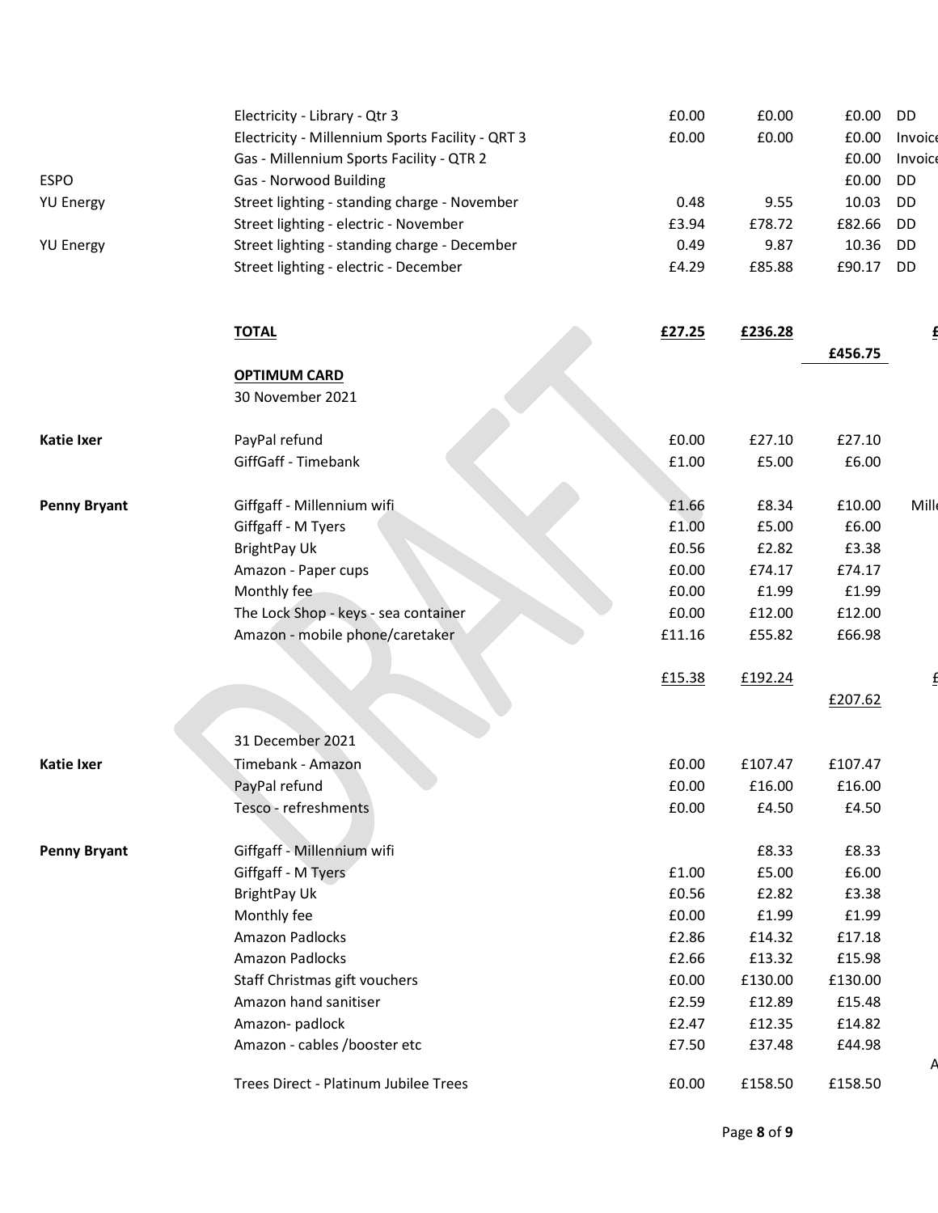| | | | | | |
|---|---|---|---|---|---|
| | Electricity - Library - Qtr 3 | £0.00 | £0.00 | £0.00 | DD |
| | Electricity - Millennium Sports Facility - QRT 3 | £0.00 | £0.00 | £0.00 | Invoice |
| | Gas - Millennium Sports Facility - QTR 2 | | | £0.00 | Invoice |
| ESPO | Gas - Norwood Building | | | £0.00 | DD |
| YU Energy | Street lighting - standing charge - November | 0.48 | 9.55 | 10.03 | DD |
| | Street lighting - electric - November | £3.94 | £78.72 | £82.66 | DD |
| YU Energy | Street lighting - standing charge - December | 0.49 | 9.87 | 10.36 | DD |
| | Street lighting - electric - December | £4.29 | £85.88 | £90.17 | DD |
| | | | | | |
| | **TOTAL** | **£27.25** | **£236.28** | | **£** |
| | | | | £456.75 | |
| | **OPTIMUM CARD** | | | | |
| | 30 November 2021 | | | | |
| | | | | | |
| **Katie Ixer** | PayPal refund | £0.00 | £27.10 | £27.10 | |
| | GiffGaff - Timebank | £1.00 | £5.00 | £6.00 | |
| | | | | | |
| **Penny Bryant** | Giffgaff - Millennium wifi | £1.66 | £8.34 | £10.00 | Mill |
| | Giffgaff - M Tyers | £1.00 | £5.00 | £6.00 | |
| | BrightPay Uk | £0.56 | £2.82 | £3.38 | |
| | Amazon - Paper cups | £0.00 | £74.17 | £74.17 | |
| | Monthly fee | £0.00 | £1.99 | £1.99 | |
| | The Lock Shop - keys - sea container | £0.00 | £12.00 | £12.00 | |
| | Amazon - mobile phone/caretaker | £11.16 | £55.82 | £66.98 | |
| | | | | | |
| | | £15.38 | £192.24 | | £ |
| | | | | £207.62 | |
| | | | | | |
| | 31 December 2021 | | | | |
| **Katie Ixer** | Timebank - Amazon | £0.00 | £107.47 | £107.47 | |
| | PayPal refund | £0.00 | £16.00 | £16.00 | |
| | Tesco - refreshments | £0.00 | £4.50 | £4.50 | |
| | | | | | |
| **Penny Bryant** | Giffgaff - Millennium wifi | | £8.33 | £8.33 | |
| | Giffgaff - M Tyers | £1.00 | £5.00 | £6.00 | |
| | BrightPay Uk | £0.56 | £2.82 | £3.38 | |
| | Monthly fee | £0.00 | £1.99 | £1.99 | |
| | Amazon Padlocks | £2.86 | £14.32 | £17.18 | |
| | Amazon Padlocks | £2.66 | £13.32 | £15.98 | |
| | Staff Christmas gift vouchers | £0.00 | £130.00 | £130.00 | |
| | Amazon hand sanitiser | £2.59 | £12.89 | £15.48 | |
| | Amazon- padlock | £2.47 | £12.35 | £14.82 | |
| | Amazon - cables /booster etc | £7.50 | £37.48 | £44.98 | |
| | | | | | A |
| | Trees Direct - Platinum Jubilee Trees | £0.00 | £158.50 | £158.50 | |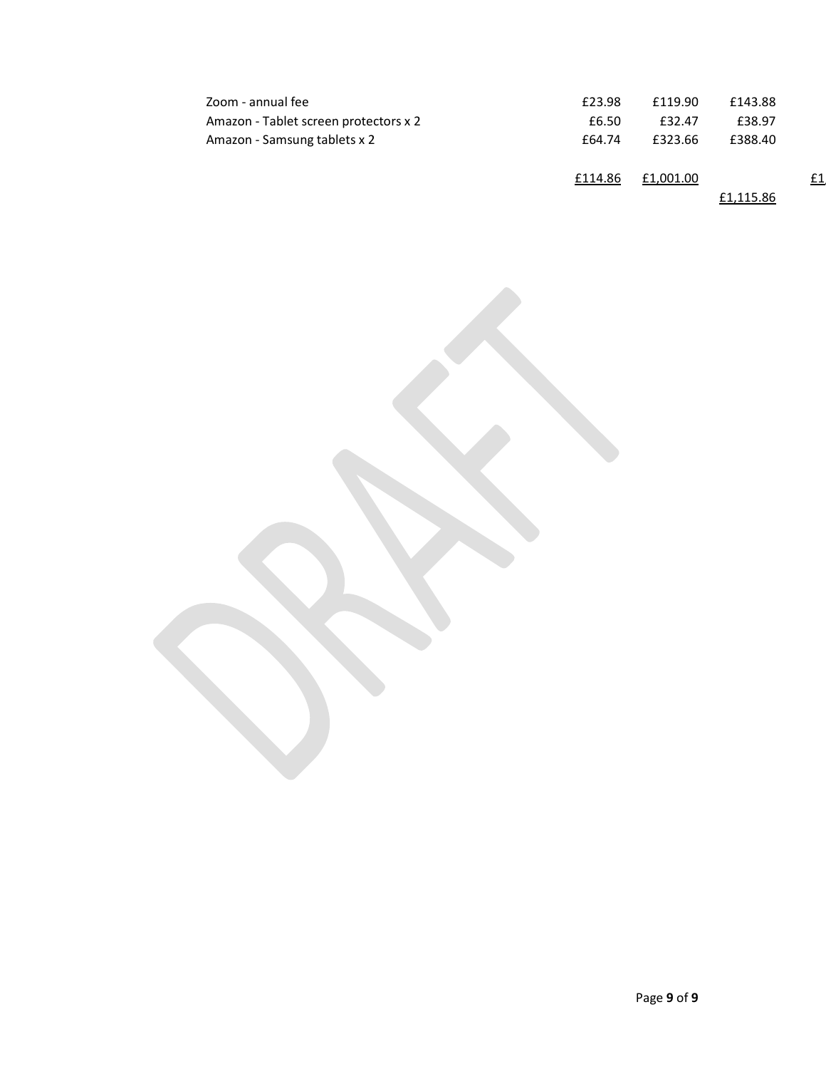| | | | | |
|---|---|---|---|---|
| Zoom - annual fee | £23.98 | £119.90 | £143.88 | |
| Amazon - Tablet screen protectors x 2 | £6.50 | £32.47 | £38.97 | |
| Amazon - Samsung tablets x 2 | £64.74 | £323.66 | £388.40 | |
| | £114.86 | £1,001.00 | | £1 |
| | | | £1,115.86 | |

DRAFT